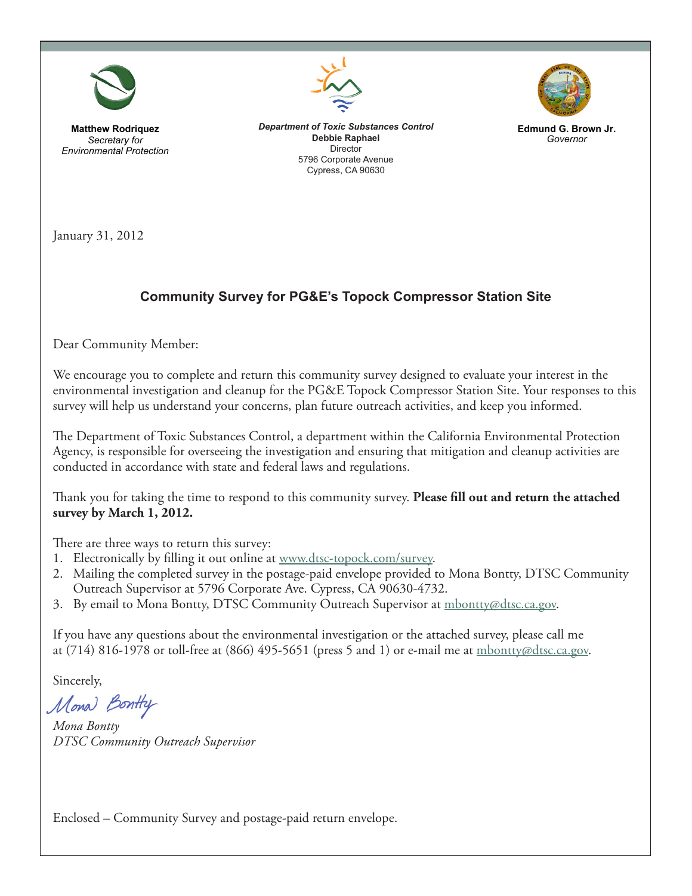**Matthew Rodriquez**
*Secretary for Environmental Protection*

***Department of Toxic Substances Control***
**Debbie Raphael**
Director
5796 Corporate Avenue
Cypress, CA 90630

**Edmund G. Brown Jr.**
*Governor*

January 31, 2012

## Community Survey for PG&E's Topock Compressor Station Site

Dear Community Member:

We encourage you to complete and return this community survey designed to evaluate your interest in the environmental investigation and cleanup for the PG&E Topock Compressor Station Site. Your responses to this survey will help us understand your concerns, plan future outreach activities, and keep you informed.

The Department of Toxic Substances Control, a department within the California Environmental Protection Agency, is responsible for overseeing the investigation and ensuring that mitigation and cleanup activities are conducted in accordance with state and federal laws and regulations.

Thank you for taking the time to respond to this community survey. **Please fill out and return the attached survey by March 1, 2012.**

There are three ways to return this survey:

1. Electronically by filling it out online at www.dtsc-topock.com/survey.
2. Mailing the completed survey in the postage-paid envelope provided to Mona Bontty, DTSC Community Outreach Supervisor at 5796 Corporate Ave. Cypress, CA 90630-4732.
3. By email to Mona Bontty, DTSC Community Outreach Supervisor at mbontty@dtsc.ca.gov.

If you have any questions about the environmental investigation or the attached survey, please call me at (714) 816-1978 or toll-free at (866) 495-5651 (press 5 and 1) or e-mail me at mbontty@dtsc.ca.gov.

Sincerely,

Mona Bontty

*Mona Bontty*
*DTSC Community Outreach Supervisor*

Enclosed – Community Survey and postage-paid return envelope.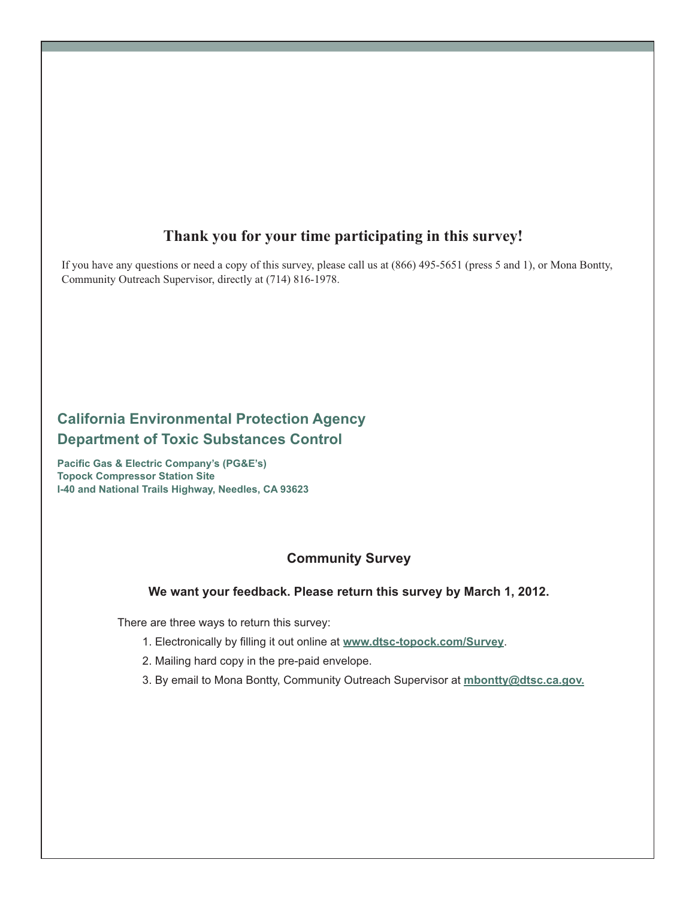## Thank you for your time participating in this survey!

If you have any questions or need a copy of this survey, please call us at (866) 495-5651 (press 5 and 1), or Mona Bontty, Community Outreach Supervisor, directly at (714) 816-1978.

# California Environmental Protection Agency
# Department of Toxic Substances Control

**Pacific Gas & Electric Company's (PG&E's)**
**Topock Compressor Station Site**
**I-40 and National Trails Highway, Needles, CA 93623**

## Community Survey

**We want your feedback. Please return this survey by March 1, 2012.**

There are three ways to return this survey:

1. Electronically by filling it out online at **www.dtsc-topock.com/Survey**.
2. Mailing hard copy in the pre-paid envelope.
3. By email to Mona Bontty, Community Outreach Supervisor at **mbontty@dtsc.ca.gov.**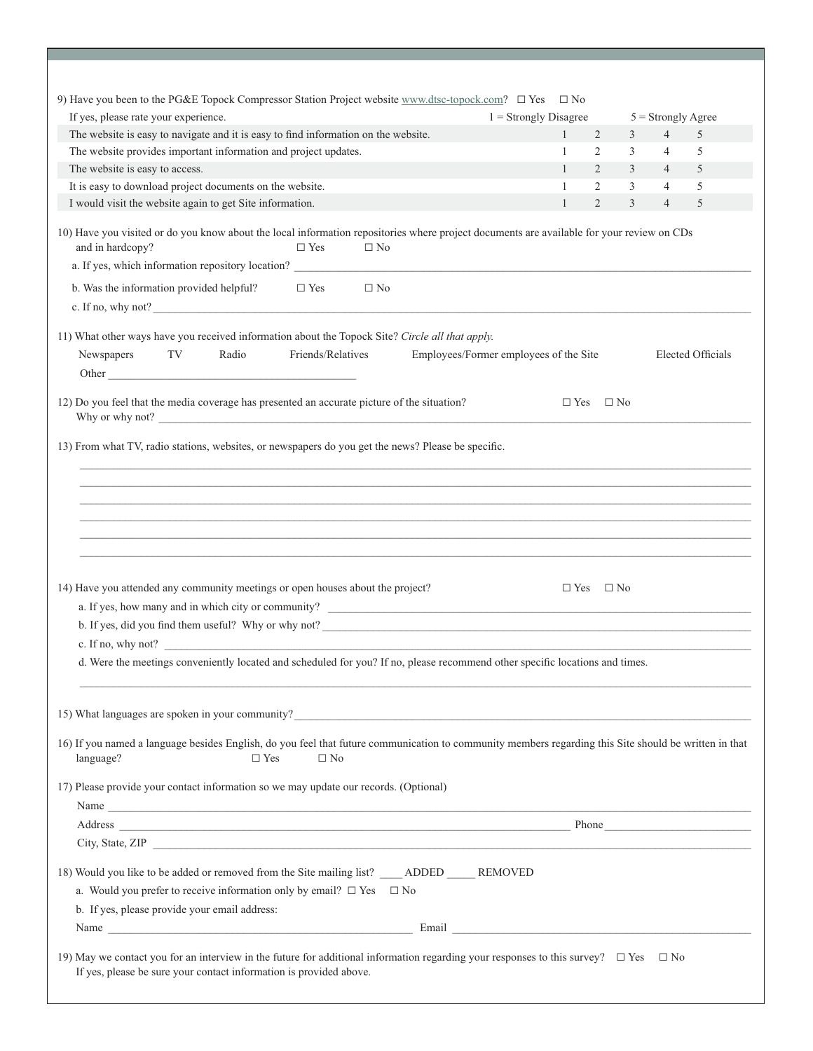9) Have you been to the PG&E Topock Compressor Station Project website www.dtsc-topock.com? ☐ Yes ☐ No

If yes, please rate your experience. 1 = Strongly Disagree 5 = Strongly Agree

| | | | | | |
|---|---|---|---|---|---|
| The website is easy to navigate and it is easy to find information on the website. | 1 | 2 | 3 | 4 | 5 |
| The website provides important information and project updates. | 1 | 2 | 3 | 4 | 5 |
| The website is easy to access. | 1 | 2 | 3 | 4 | 5 |
| It is easy to download project documents on the website. | 1 | 2 | 3 | 4 | 5 |
| I would visit the website again to get Site information. | 1 | 2 | 3 | 4 | 5 |

10) Have you visited or do you know about the local information repositories where project documents are available for your review on CDs and in hardcopy? ☐ Yes ☐ No

a. If yes, which information repository location? ____________________

b. Was the information provided helpful? ☐ Yes ☐ No

c. If no, why not? ____________________

11) What other ways have you received information about the Topock Site? *Circle all that apply.*

Newspapers TV Radio Friends/Relatives Employees/Former employees of the Site Elected Officials

Other ____________________

12) Do you feel that the media coverage has presented an accurate picture of the situation? ☐ Yes ☐ No

Why or why not? ____________________

13) From what TV, radio stations, websites, or newspapers do you get the news? Please be specific.

____________________

____________________

____________________

____________________

____________________

____________________

14) Have you attended any community meetings or open houses about the project? ☐ Yes ☐ No

a. If yes, how many and in which city or community? ____________________

b. If yes, did you find them useful? Why or why not? ____________________

c. If no, why not? ____________________

d. Were the meetings conveniently located and scheduled for you? If no, please recommend other specific locations and times.

____________________

15) What languages are spoken in your community? ____________________

16) If you named a language besides English, do you feel that future communication to community members regarding this Site should be written in that language? ☐ Yes ☐ No

17) Please provide your contact information so we may update our records. (Optional)

Name ____________________

Address ____________________ Phone ____________________

City, State, ZIP ____________________

18) Would you like to be added or removed from the Site mailing list? ____ ADDED _____ REMOVED

a. Would you prefer to receive information only by email? ☐ Yes ☐ No

b. If yes, please provide your email address:

Name ____________________ Email ____________________

19) May we contact you for an interview in the future for additional information regarding your responses to this survey? ☐ Yes ☐ No

If yes, please be sure your contact information is provided above.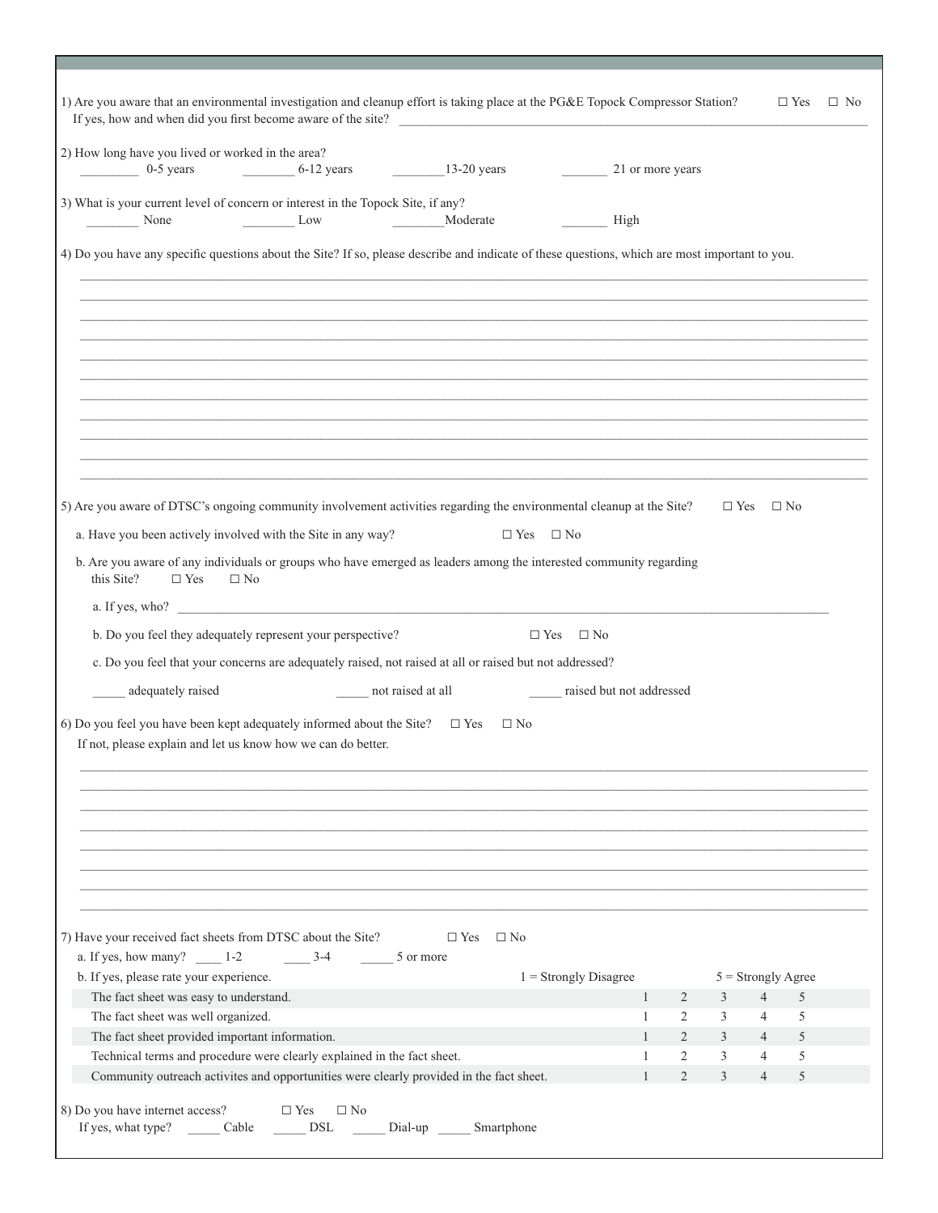1) Are you aware that an environmental investigation and cleanup effort is taking place at the PG&E Topock Compressor Station? ☐ Yes ☐ No

If yes, how and when did you first become aware of the site? ______________________________

2) How long have you lived or worked in the area?

_________ 0-5 years  ________ 6-12 years  ________13-20 years  _______ 21 or more years

3) What is your current level of concern or interest in the Topock Site, if any?

________ None  ________ Low  ________Moderate  _______ High

4) Do you have any specific questions about the Site? If so, please describe and indicate of these questions, which are most important to you.

______________________________

______________________________

______________________________

______________________________

______________________________

______________________________

______________________________

______________________________

______________________________

______________________________

5) Are you aware of DTSC's ongoing community involvement activities regarding the environmental cleanup at the Site? ☐ Yes ☐ No

a. Have you been actively involved with the Site in any way? ☐ Yes ☐ No

b. Are you aware of any individuals or groups who have emerged as leaders among the interested community regarding this Site? ☐ Yes ☐ No

a. If yes, who? ______________________________

b. Do you feel they adequately represent your perspective? ☐ Yes ☐ No

c. Do you feel that your concerns are adequately raised, not raised at all or raised but not addressed?

_____ adequately raised  _____ not raised at all  _____ raised but not addressed

6) Do you feel you have been kept adequately informed about the Site? ☐ Yes ☐ No

If not, please explain and let us know how we can do better.

______________________________

______________________________

______________________________

______________________________

______________________________

______________________________

______________________________

______________________________

7) Have your received fact sheets from DTSC about the Site? ☐ Yes ☐ No

a. If yes, how many? ____ 1-2  ____ 3-4  _____ 5 or more

b. If yes, please rate your experience.

| | 1 = Strongly Disagree | | | | 5 = Strongly Agree |
|---|---|---|---|---|---|
| The fact sheet was easy to understand. | 1 | 2 | 3 | 4 | 5 |
| The fact sheet was well organized. | 1 | 2 | 3 | 4 | 5 |
| The fact sheet provided important information. | 1 | 2 | 3 | 4 | 5 |
| Technical terms and procedure were clearly explained in the fact sheet. | 1 | 2 | 3 | 4 | 5 |
| Community outreach activites and opportunities were clearly provided in the fact sheet. | 1 | 2 | 3 | 4 | 5 |

8) Do you have internet access? ☐ Yes ☐ No

If yes, what type? _____ Cable  _____ DSL  _____ Dial-up  _____ Smartphone